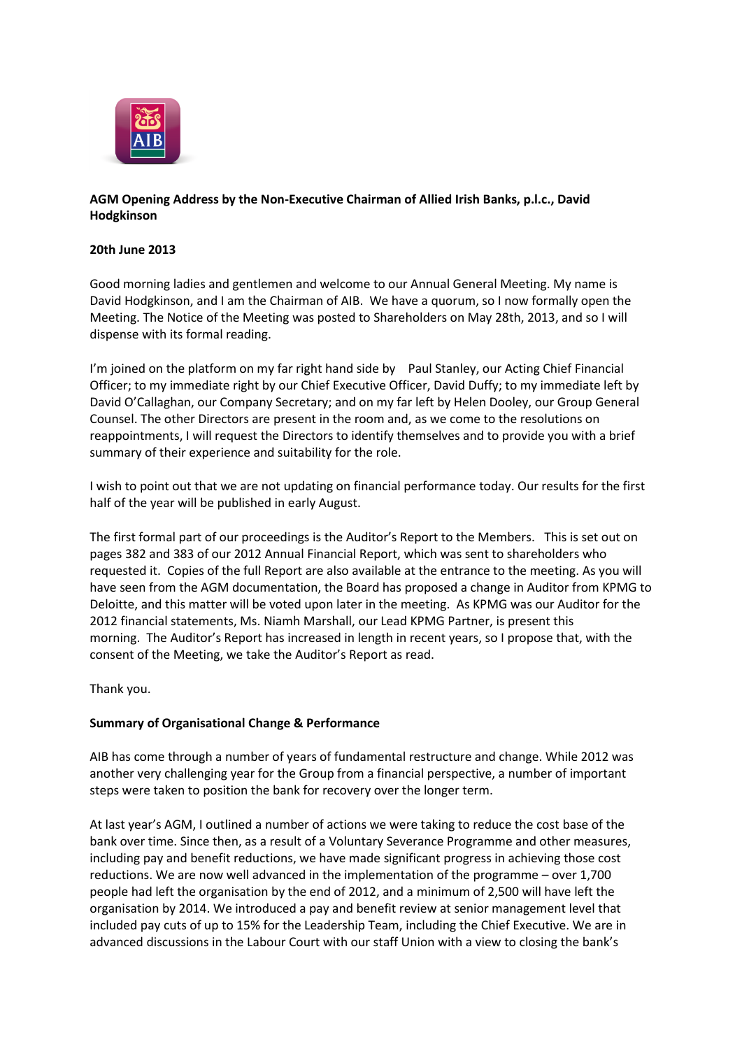**AGM Opening Address by the Non-Executive Chairman of Allied Irish Banks, p.l.c., David Hodgkinson**

**20th June 2013**

Good morning ladies and gentlemen and welcome to our Annual General Meeting. My name is David Hodgkinson, and I am the Chairman of AIB. We have a quorum, so I now formally open the Meeting. The Notice of the Meeting was posted to Shareholders on May 28th, 2013, and so I will dispense with its formal reading.

I'm joined on the platform on my far right hand side by Paul Stanley, our Acting Chief Financial Officer; to my immediate right by our Chief Executive Officer, David Duffy; to my immediate left by David O'Callaghan, our Company Secretary; and on my far left by Helen Dooley, our Group General Counsel. The other Directors are present in the room and, as we come to the resolutions on reappointments, I will request the Directors to identify themselves and to provide you with a brief summary of their experience and suitability for the role.

I wish to point out that we are not updating on financial performance today. Our results for the first half of the year will be published in early August.

The first formal part of our proceedings is the Auditor's Report to the Members. This is set out on pages 382 and 383 of our 2012 Annual Financial Report, which was sent to shareholders who requested it. Copies of the full Report are also available at the entrance to the meeting. As you will have seen from the AGM documentation, the Board has proposed a change in Auditor from KPMG to Deloitte, and this matter will be voted upon later in the meeting. As KPMG was our Auditor for the 2012 financial statements, Ms. Niamh Marshall, our Lead KPMG Partner, is present this morning. The Auditor's Report has increased in length in recent years, so I propose that, with the consent of the Meeting, we take the Auditor's Report as read.

Thank you.

**Summary of Organisational Change & Performance**

AIB has come through a number of years of fundamental restructure and change. While 2012 was another very challenging year for the Group from a financial perspective, a number of important steps were taken to position the bank for recovery over the longer term.

At last year's AGM, I outlined a number of actions we were taking to reduce the cost base of the bank over time. Since then, as a result of a Voluntary Severance Programme and other measures, including pay and benefit reductions, we have made significant progress in achieving those cost reductions. We are now well advanced in the implementation of the programme – over 1,700 people had left the organisation by the end of 2012, and a minimum of 2,500 will have left the organisation by 2014. We introduced a pay and benefit review at senior management level that included pay cuts of up to 15% for the Leadership Team, including the Chief Executive. We are in advanced discussions in the Labour Court with our staff Union with a view to closing the bank's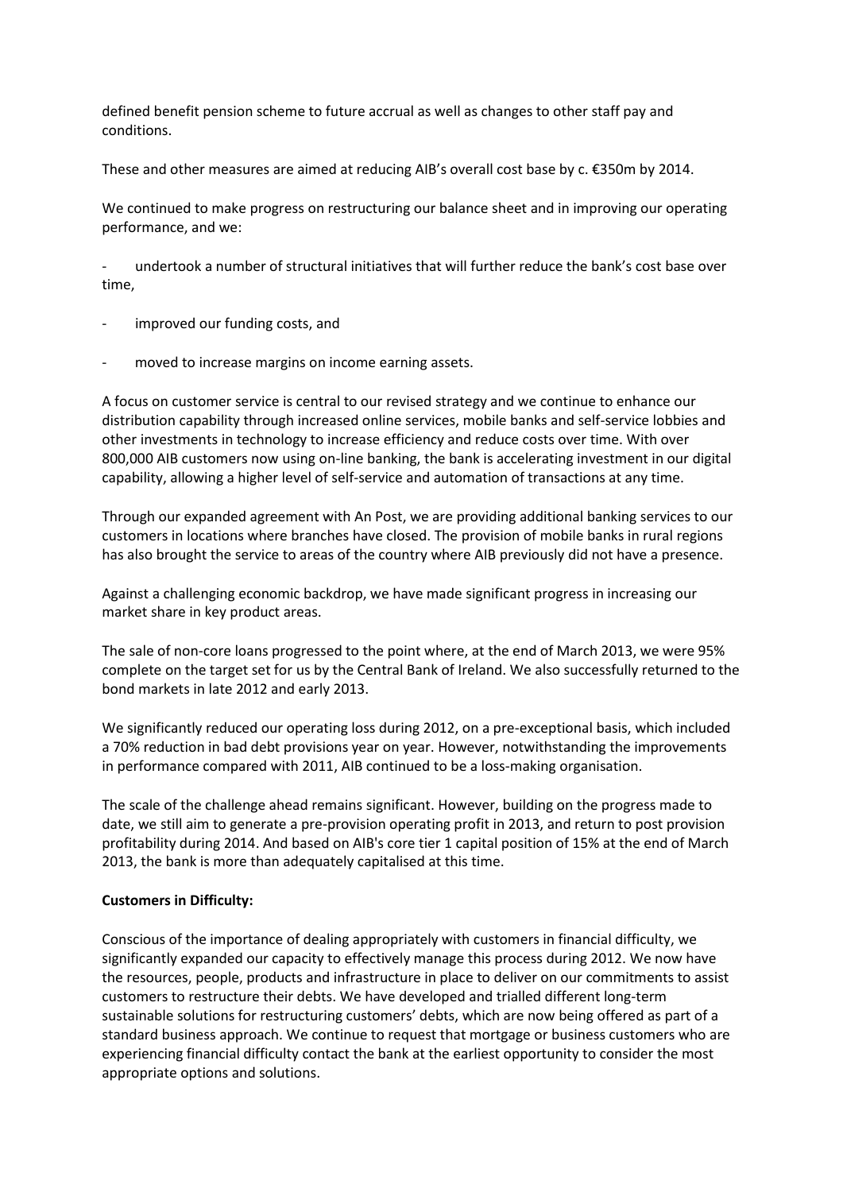defined benefit pension scheme to future accrual as well as changes to other staff pay and conditions.

These and other measures are aimed at reducing AIB's overall cost base by c. €350m by 2014.

We continued to make progress on restructuring our balance sheet and in improving our operating performance, and we:

- undertook a number of structural initiatives that will further reduce the bank's cost base over time,
- improved our funding costs, and
- moved to increase margins on income earning assets.

A focus on customer service is central to our revised strategy and we continue to enhance our distribution capability through increased online services, mobile banks and self-service lobbies and other investments in technology to increase efficiency and reduce costs over time. With over 800,000 AIB customers now using on-line banking, the bank is accelerating investment in our digital capability, allowing a higher level of self-service and automation of transactions at any time.

Through our expanded agreement with An Post, we are providing additional banking services to our customers in locations where branches have closed. The provision of mobile banks in rural regions has also brought the service to areas of the country where AIB previously did not have a presence.

Against a challenging economic backdrop, we have made significant progress in increasing our market share in key product areas.

The sale of non-core loans progressed to the point where, at the end of March 2013, we were 95% complete on the target set for us by the Central Bank of Ireland. We also successfully returned to the bond markets in late 2012 and early 2013.

We significantly reduced our operating loss during 2012, on a pre-exceptional basis, which included a 70% reduction in bad debt provisions year on year. However, notwithstanding the improvements in performance compared with 2011, AIB continued to be a loss-making organisation.

The scale of the challenge ahead remains significant. However, building on the progress made to date, we still aim to generate a pre-provision operating profit in 2013, and return to post provision profitability during 2014. And based on AIB's core tier 1 capital position of 15% at the end of March 2013, the bank is more than adequately capitalised at this time.

**Customers in Difficulty:**

Conscious of the importance of dealing appropriately with customers in financial difficulty, we significantly expanded our capacity to effectively manage this process during 2012. We now have the resources, people, products and infrastructure in place to deliver on our commitments to assist customers to restructure their debts. We have developed and trialled different long-term sustainable solutions for restructuring customers' debts, which are now being offered as part of a standard business approach. We continue to request that mortgage or business customers who are experiencing financial difficulty contact the bank at the earliest opportunity to consider the most appropriate options and solutions.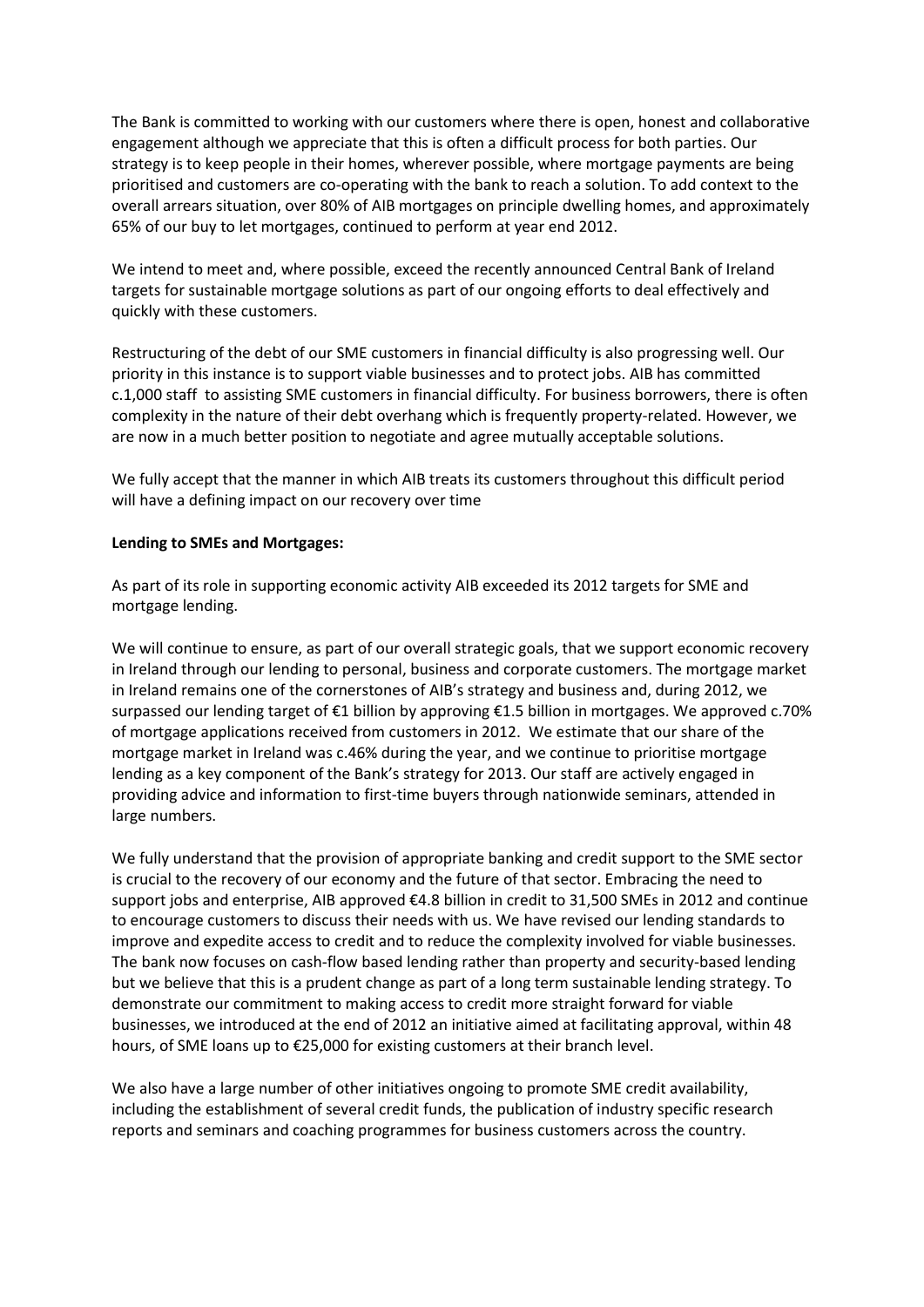The Bank is committed to working with our customers where there is open, honest and collaborative engagement although we appreciate that this is often a difficult process for both parties. Our strategy is to keep people in their homes, wherever possible, where mortgage payments are being prioritised and customers are co-operating with the bank to reach a solution. To add context to the overall arrears situation, over 80% of AIB mortgages on principle dwelling homes, and approximately 65% of our buy to let mortgages, continued to perform at year end 2012.

We intend to meet and, where possible, exceed the recently announced Central Bank of Ireland targets for sustainable mortgage solutions as part of our ongoing efforts to deal effectively and quickly with these customers.

Restructuring of the debt of our SME customers in financial difficulty is also progressing well. Our priority in this instance is to support viable businesses and to protect jobs. AIB has committed c.1,000 staff to assisting SME customers in financial difficulty. For business borrowers, there is often complexity in the nature of their debt overhang which is frequently property-related. However, we are now in a much better position to negotiate and agree mutually acceptable solutions.

We fully accept that the manner in which AIB treats its customers throughout this difficult period will have a defining impact on our recovery over time

**Lending to SMEs and Mortgages:**

As part of its role in supporting economic activity AIB exceeded its 2012 targets for SME and mortgage lending.

We will continue to ensure, as part of our overall strategic goals, that we support economic recovery in Ireland through our lending to personal, business and corporate customers. The mortgage market in Ireland remains one of the cornerstones of AIB's strategy and business and, during 2012, we surpassed our lending target of €1 billion by approving €1.5 billion in mortgages. We approved c.70% of mortgage applications received from customers in 2012. We estimate that our share of the mortgage market in Ireland was c.46% during the year, and we continue to prioritise mortgage lending as a key component of the Bank's strategy for 2013. Our staff are actively engaged in providing advice and information to first-time buyers through nationwide seminars, attended in large numbers.

We fully understand that the provision of appropriate banking and credit support to the SME sector is crucial to the recovery of our economy and the future of that sector. Embracing the need to support jobs and enterprise, AIB approved €4.8 billion in credit to 31,500 SMEs in 2012 and continue to encourage customers to discuss their needs with us. We have revised our lending standards to improve and expedite access to credit and to reduce the complexity involved for viable businesses. The bank now focuses on cash-flow based lending rather than property and security-based lending but we believe that this is a prudent change as part of a long term sustainable lending strategy. To demonstrate our commitment to making access to credit more straight forward for viable businesses, we introduced at the end of 2012 an initiative aimed at facilitating approval, within 48 hours, of SME loans up to €25,000 for existing customers at their branch level.

We also have a large number of other initiatives ongoing to promote SME credit availability, including the establishment of several credit funds, the publication of industry specific research reports and seminars and coaching programmes for business customers across the country.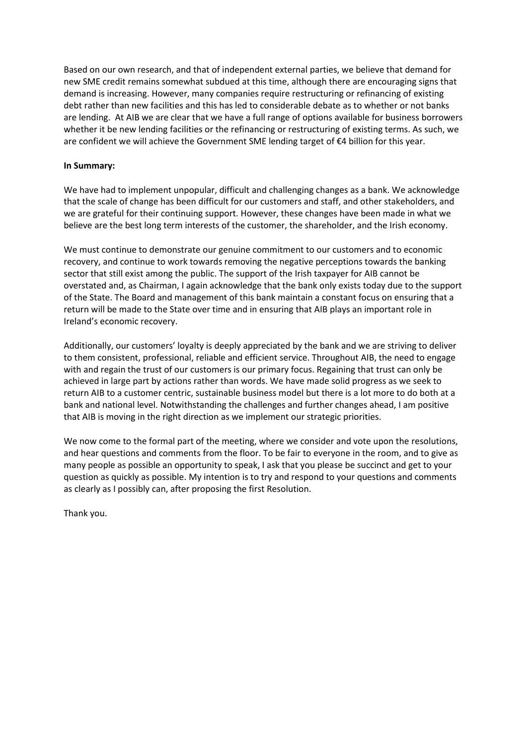Based on our own research, and that of independent external parties, we believe that demand for new SME credit remains somewhat subdued at this time, although there are encouraging signs that demand is increasing. However, many companies require restructuring or refinancing of existing debt rather than new facilities and this has led to considerable debate as to whether or not banks are lending. At AIB we are clear that we have a full range of options available for business borrowers whether it be new lending facilities or the refinancing or restructuring of existing terms. As such, we are confident we will achieve the Government SME lending target of €4 billion for this year.

**In Summary:**

We have had to implement unpopular, difficult and challenging changes as a bank. We acknowledge that the scale of change has been difficult for our customers and staff, and other stakeholders, and we are grateful for their continuing support. However, these changes have been made in what we believe are the best long term interests of the customer, the shareholder, and the Irish economy.

We must continue to demonstrate our genuine commitment to our customers and to economic recovery, and continue to work towards removing the negative perceptions towards the banking sector that still exist among the public. The support of the Irish taxpayer for AIB cannot be overstated and, as Chairman, I again acknowledge that the bank only exists today due to the support of the State. The Board and management of this bank maintain a constant focus on ensuring that a return will be made to the State over time and in ensuring that AIB plays an important role in Ireland's economic recovery.

Additionally, our customers' loyalty is deeply appreciated by the bank and we are striving to deliver to them consistent, professional, reliable and efficient service. Throughout AIB, the need to engage with and regain the trust of our customers is our primary focus. Regaining that trust can only be achieved in large part by actions rather than words. We have made solid progress as we seek to return AIB to a customer centric, sustainable business model but there is a lot more to do both at a bank and national level. Notwithstanding the challenges and further changes ahead, I am positive that AIB is moving in the right direction as we implement our strategic priorities.

We now come to the formal part of the meeting, where we consider and vote upon the resolutions, and hear questions and comments from the floor. To be fair to everyone in the room, and to give as many people as possible an opportunity to speak, I ask that you please be succinct and get to your question as quickly as possible. My intention is to try and respond to your questions and comments as clearly as I possibly can, after proposing the first Resolution.

Thank you.